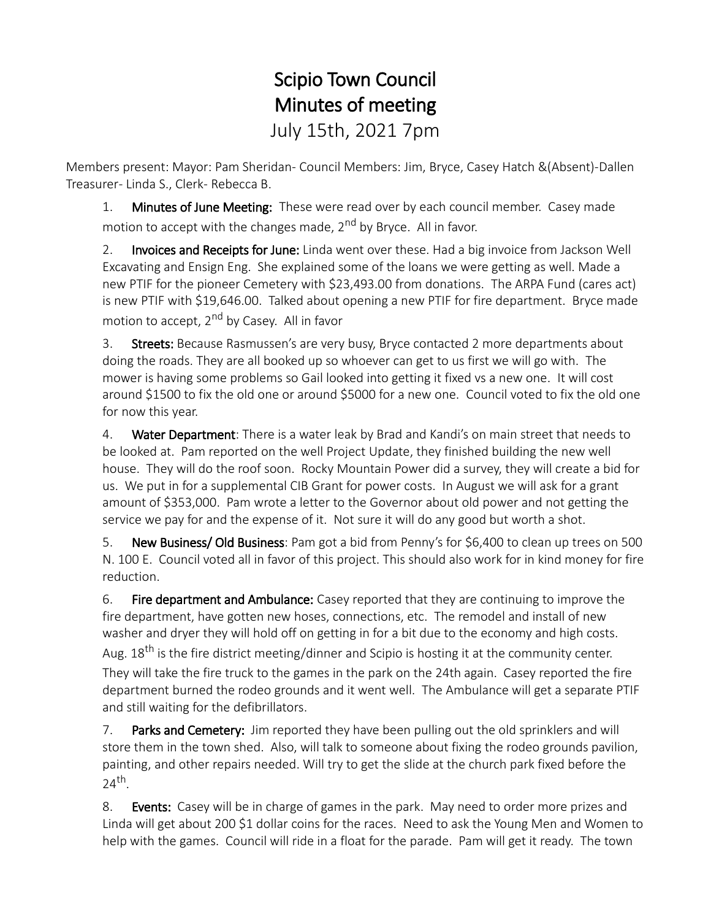# Scipio Town Council
# Minutes of meeting
## July 15th, 2021 7pm

Members present: Mayor: Pam Sheridan- Council Members: Jim, Bryce, Casey Hatch &(Absent)-Dallen Treasurer- Linda S., Clerk- Rebecca B.

1. **Minutes of June Meeting:** These were read over by each council member. Casey made motion to accept with the changes made, 2nd by Bryce. All in favor.

2. **Invoices and Receipts for June:** Linda went over these. Had a big invoice from Jackson Well Excavating and Ensign Eng. She explained some of the loans we were getting as well. Made a new PTIF for the pioneer Cemetery with $23,493.00 from donations. The ARPA Fund (cares act) is new PTIF with $19,646.00. Talked about opening a new PTIF for fire department. Bryce made motion to accept, 2nd by Casey. All in favor

3. **Streets:** Because Rasmussen's are very busy, Bryce contacted 2 more departments about doing the roads. They are all booked up so whoever can get to us first we will go with. The mower is having some problems so Gail looked into getting it fixed vs a new one. It will cost around $1500 to fix the old one or around $5000 for a new one. Council voted to fix the old one for now this year.

4. **Water Department**: There is a water leak by Brad and Kandi's on main street that needs to be looked at. Pam reported on the well Project Update, they finished building the new well house. They will do the roof soon. Rocky Mountain Power did a survey, they will create a bid for us. We put in for a supplemental CIB Grant for power costs. In August we will ask for a grant amount of $353,000. Pam wrote a letter to the Governor about old power and not getting the service we pay for and the expense of it. Not sure it will do any good but worth a shot.

5. **New Business/ Old Business**: Pam got a bid from Penny's for $6,400 to clean up trees on 500 N. 100 E. Council voted all in favor of this project. This should also work for in kind money for fire reduction.

6. **Fire department and Ambulance:** Casey reported that they are continuing to improve the fire department, have gotten new hoses, connections, etc. The remodel and install of new washer and dryer they will hold off on getting in for a bit due to the economy and high costs. Aug. 18th is the fire district meeting/dinner and Scipio is hosting it at the community center. They will take the fire truck to the games in the park on the 24th again. Casey reported the fire department burned the rodeo grounds and it went well. The Ambulance will get a separate PTIF and still waiting for the defibrillators.

7. **Parks and Cemetery:** Jim reported they have been pulling out the old sprinklers and will store them in the town shed. Also, will talk to someone about fixing the rodeo grounds pavilion, painting, and other repairs needed. Will try to get the slide at the church park fixed before the 24th.

8. **Events:** Casey will be in charge of games in the park. May need to order more prizes and Linda will get about 200 $1 dollar coins for the races. Need to ask the Young Men and Women to help with the games. Council will ride in a float for the parade. Pam will get it ready. The town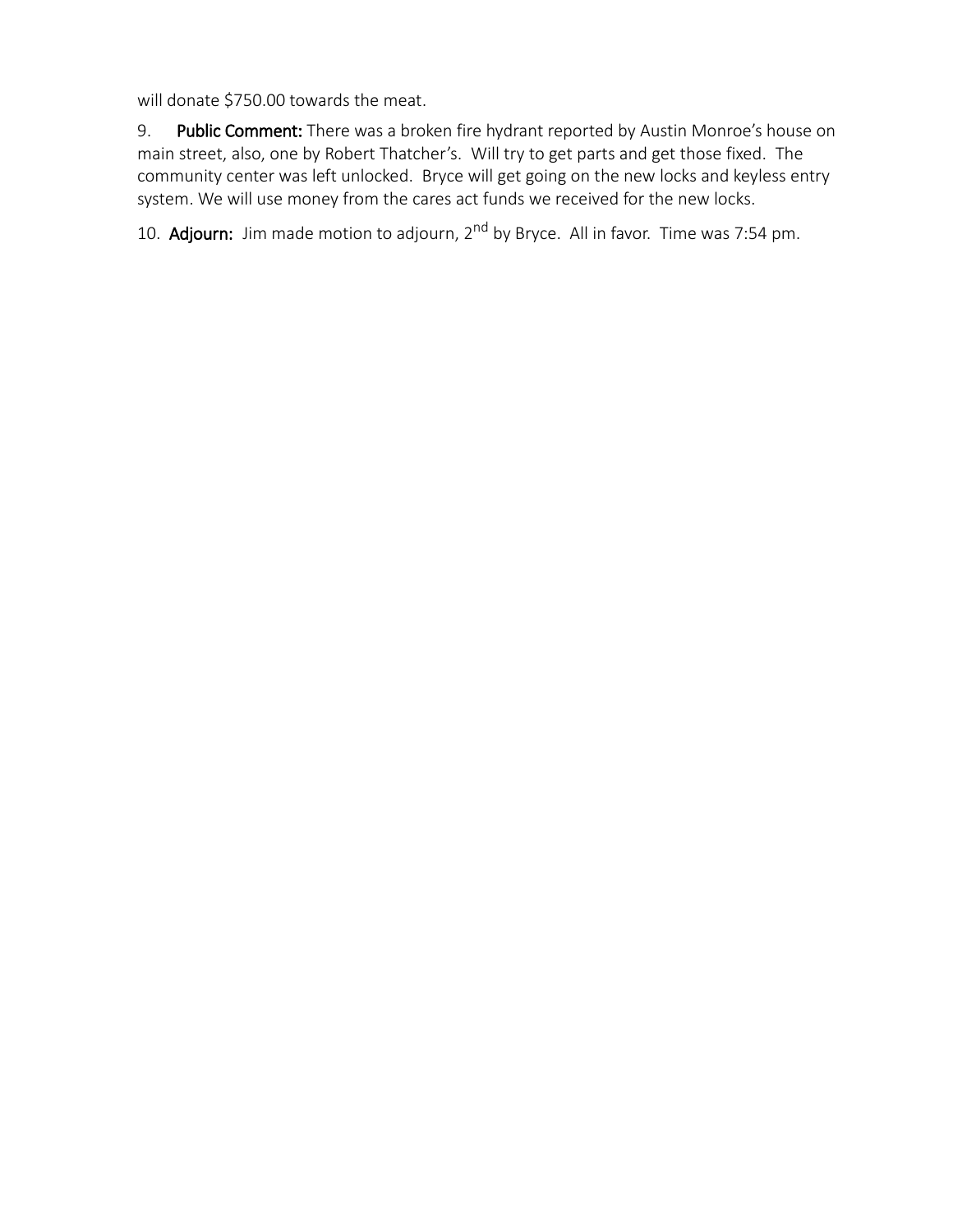will donate $750.00 towards the meat.

9. **Public Comment:** There was a broken fire hydrant reported by Austin Monroe's house on main street, also, one by Robert Thatcher's. Will try to get parts and get those fixed. The community center was left unlocked. Bryce will get going on the new locks and keyless entry system. We will use money from the cares act funds we received for the new locks.

10. **Adjourn:** Jim made motion to adjourn, 2nd by Bryce. All in favor. Time was 7:54 pm.